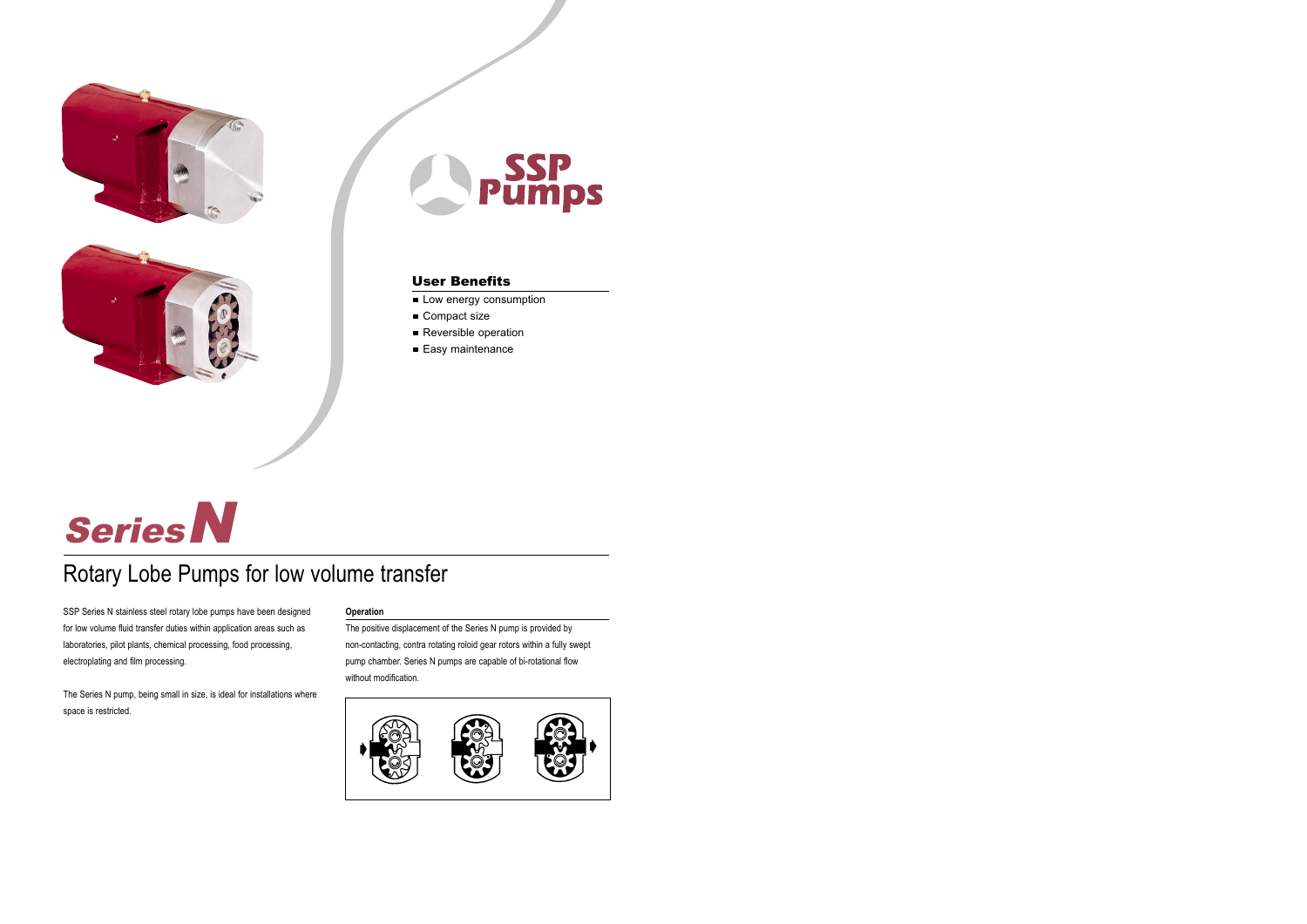SSP Pumps

## User Benefits

- Low energy consumption
- Compact size
- Reversible operation
- Easy maintenance

# Series N

## Rotary Lobe Pumps for low volume transfer

SSP Series N stainless steel rotary lobe pumps have been designed for low volume fluid transfer duties within application areas such as laboratories, pilot plants, chemical processing, food processing, electroplating and film processing.

The Series N pump, being small in size, is ideal for installations where space is restricted.

### Operation

The positive displacement of the Series N pump is provided by non-contacting, contra rotating roloid gear rotors within a fully swept pump chamber. Series N pumps are capable of bi-rotational flow without modification.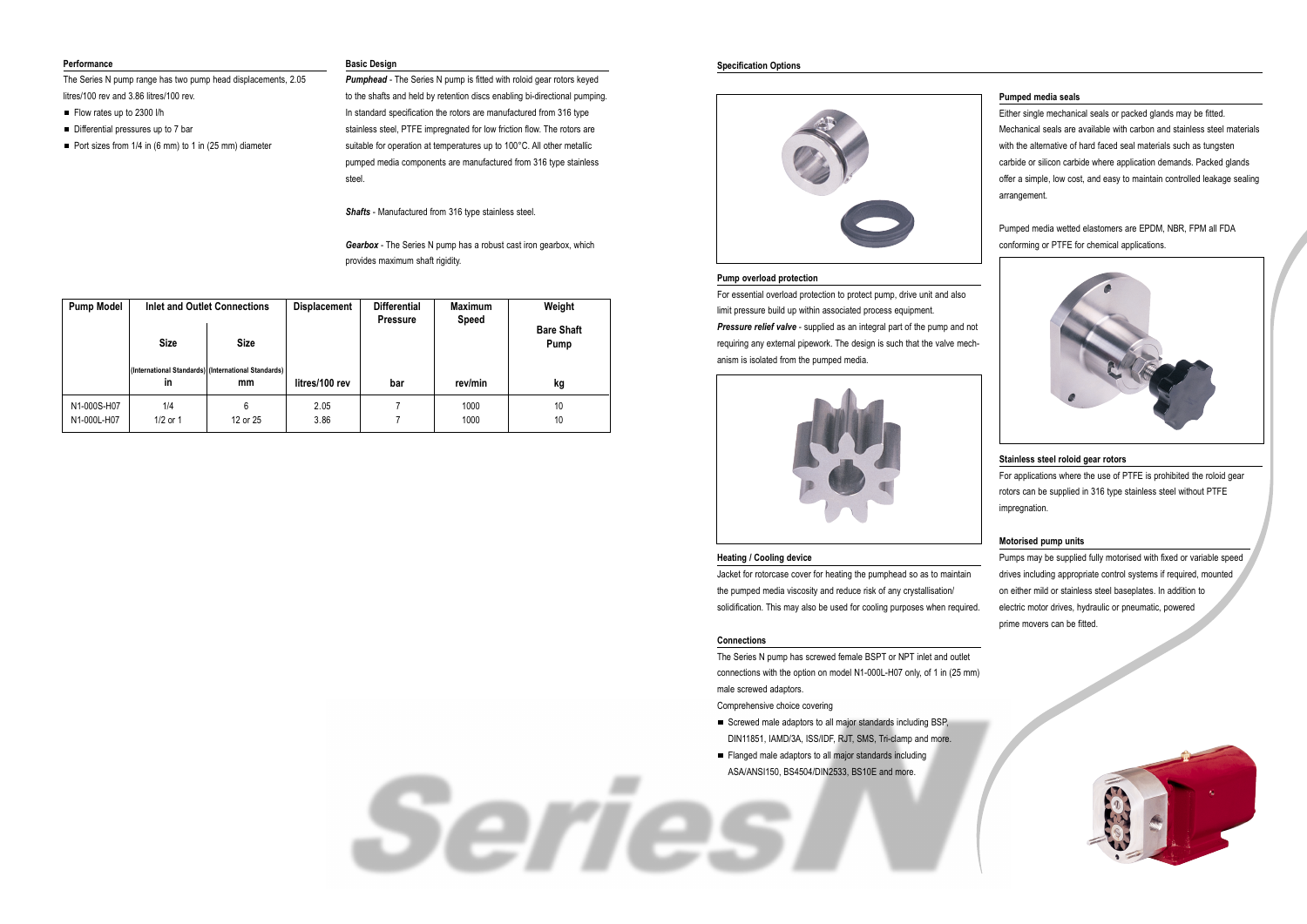## Performance

The Series N pump range has two pump head displacements, 2.05 litres/100 rev and 3.86 litres/100 rev.

- Flow rates up to 2300 l/h
- Differential pressures up to 7 bar
- Port sizes from 1/4 in (6 mm) to 1 in (25 mm) diameter

## Basic Design

***Pumphead*** - The Series N pump is fitted with roloid gear rotors keyed to the shafts and held by retention discs enabling bi-directional pumping. In standard specification the rotors are manufactured from 316 type stainless steel, PTFE impregnated for low friction flow. The rotors are suitable for operation at temperatures up to 100°C. All other metallic pumped media components are manufactured from 316 type stainless steel.

***Shafts*** - Manufactured from 316 type stainless steel.

***Gearbox*** - The Series N pump has a robust cast iron gearbox, which provides maximum shaft rigidity.

| Pump Model | Inlet and Outlet Connections | | Displacement | Differential Pressure | Maximum Speed | Weight |
|---|---|---|---|---|---|---|
| | Size | Size | | | | Bare Shaft Pump |
| | (International Standards) in | (International Standards) mm | litres/100 rev | bar | rev/min | kg |
| N1-000S-H07 | 1/4 | 6 | 2.05 | 7 | 1000 | 10 |
| N1-000L-H07 | 1/2 or 1 | 12 or 25 | 3.86 | 7 | 1000 | 10 |

## Specification Options

### Pump overload protection

For essential overload protection to protect pump, drive unit and also limit pressure build up within associated process equipment.

***Pressure relief valve*** - supplied as an integral part of the pump and not requiring any external pipework. The design is such that the valve mechanism is isolated from the pumped media.

### Heating / Cooling device

Jacket for rotorcase cover for heating the pumphead so as to maintain the pumped media viscosity and reduce risk of any crystallisation/ solidification. This may also be used for cooling purposes when required.

### Connections

The Series N pump has screwed female BSPT or NPT inlet and outlet connections with the option on model N1-000L-H07 only, of 1 in (25 mm) male screwed adaptors.

Comprehensive choice covering

- Screwed male adaptors to all major standards including BSP, DIN11851, IAMD/3A, ISS/IDF, RJT, SMS, Tri-clamp and more.
- Flanged male adaptors to all major standards including ASA/ANSI150, BS4504/DIN2533, BS10E and more.

### Pumped media seals

Either single mechanical seals or packed glands may be fitted. Mechanical seals are available with carbon and stainless steel materials with the alternative of hard faced seal materials such as tungsten carbide or silicon carbide where application demands. Packed glands offer a simple, low cost, and easy to maintain controlled leakage sealing arrangement.

Pumped media wetted elastomers are EPDM, NBR, FPM all FDA conforming or PTFE for chemical applications.

### Stainless steel roloid gear rotors

For applications where the use of PTFE is prohibited the roloid gear rotors can be supplied in 316 type stainless steel without PTFE impregnation.

### Motorised pump units

Pumps may be supplied fully motorised with fixed or variable speed drives including appropriate control systems if required, mounted on either mild or stainless steel baseplates. In addition to electric motor drives, hydraulic or pneumatic, powered prime movers can be fitted.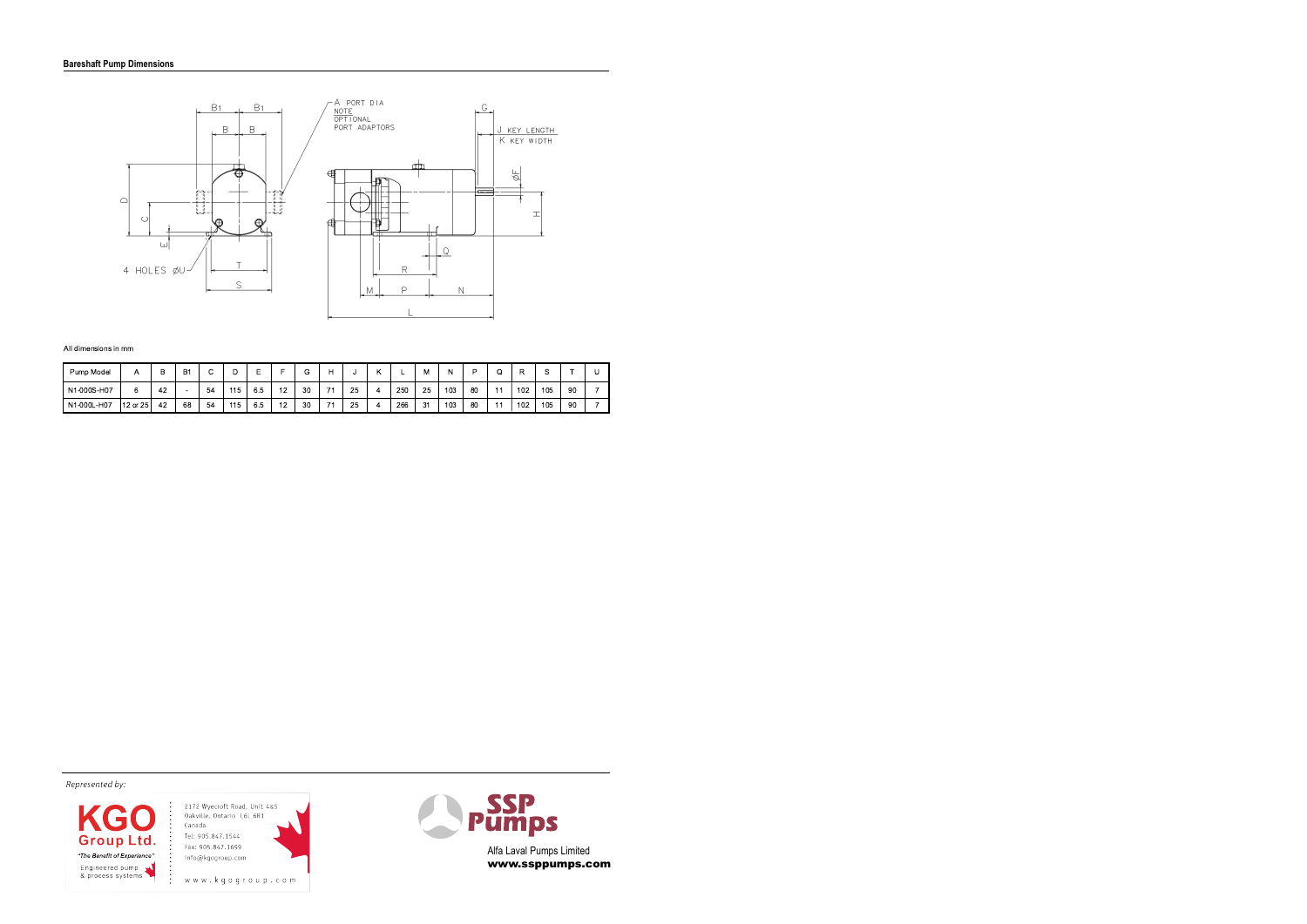**Bareshaft Pump Dimensions**

B1
B1
B
B
A PORT DIA
NOTE
OPTIONAL
PORT ADAPTORS
G
J KEY LENGTH
K KEY WIDTH
øF
D
C
E
H
4 HOLES øU
T
S
Q
R
M
P
N
L

All dimensions in mm

| Pump Model | A | B | B1 | C | D | E | F | G | H | J | K | L | M | N | P | Q | R | S | T | U |
|---|---|---|---|---|---|---|---|---|---|---|---|---|---|---|---|---|---|---|---|---|
| N1-000S-H07 | 6 | 42 | - | 54 | 115 | 6.5 | 12 | 30 | 71 | 25 | 4 | 250 | 25 | 103 | 80 | 11 | 102 | 105 | 90 | 7 |
| N1-000L-H07 | 12 or 25 | 42 | 68 | 54 | 115 | 6.5 | 12 | 30 | 71 | 25 | 4 | 266 | 31 | 103 | 80 | 11 | 102 | 105 | 90 | 7 |

*Represented by:*

**KGO Group Ltd.**
*"The Benefit of Experience"*
Engineered pump & process systems

2172 Wyecroft Road, Unit 4&5
Oakville, Ontario L6L 6R1
Canada
Tel: 905.847.1544
Fax: 905.847.1699
info@kgogroup.com

www.kgogroup.com

**SSP Pumps**

Alfa Laval Pumps Limited
**www.ssppumps.com**